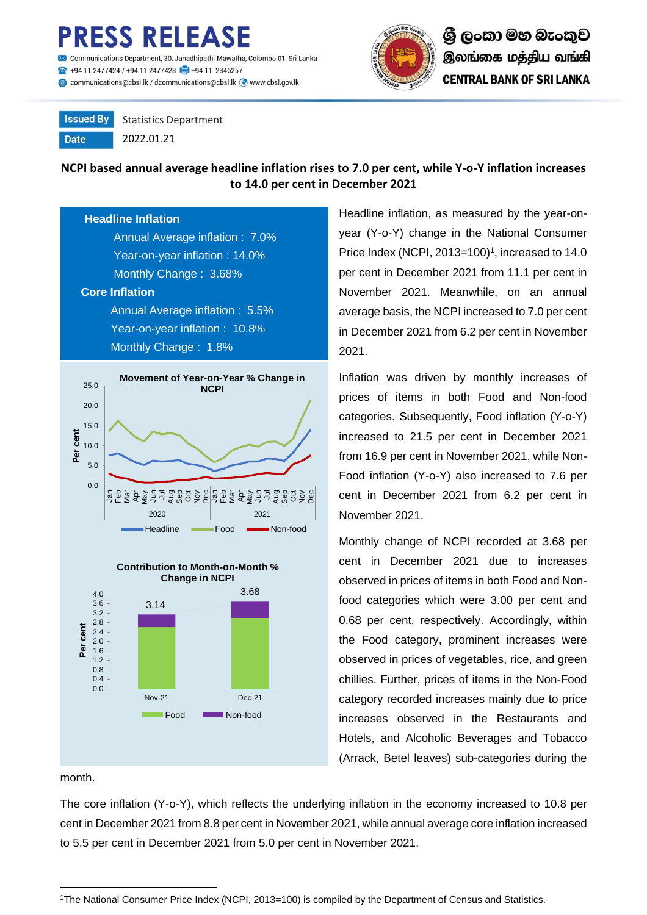# PRESS RELEASE

Communications Department, 30, Janadhipathi Mawatha, Colombo 01, Sri Lanka
+94 11 2477424 / +94 11 2477423 +94 11 2346257
communications@cbsl.lk / dcommunications@cbsl.lk www.cbsl.gov.lk

ශ්‍රී ලංකා මහ බැංකුව
இலங்கை மத்திய வங்கி
CENTRAL BANK OF SRI LANKA

| Issued By | Statistics Department |
|---|---|
| Date | 2022.01.21 |

## NCPI based annual average headline inflation rises to 7.0 per cent, while Y-o-Y inflation increases to 14.0 per cent in December 2021

**Headline Inflation**

- Annual Average inflation : 7.0%
- Year-on-year inflation : 14.0%
- Monthly Change : 3.68%

**Core Inflation**

- Annual Average inflation : 5.5%
- Year-on-year inflation : 10.8%
- Monthly Change : 1.8%

**Movement of Year-on-Year % Change in NCPI**

**Contribution to Month-on-Month % Change in NCPI**

| | Total |
|---|---|
| Nov-21 | 3.14 |
| Dec-21 | 3.68 |

Headline inflation, as measured by the year-on-year (Y-o-Y) change in the National Consumer Price Index (NCPI, 2013=100)[1], increased to 14.0 per cent in December 2021 from 11.1 per cent in November 2021. Meanwhile, on an annual average basis, the NCPI increased to 7.0 per cent in December 2021 from 6.2 per cent in November 2021.

Inflation was driven by monthly increases of prices of items in both Food and Non-food categories. Subsequently, Food inflation (Y-o-Y) increased to 21.5 per cent in December 2021 from 16.9 per cent in November 2021, while Non-Food inflation (Y-o-Y) also increased to 7.6 per cent in December 2021 from 6.2 per cent in November 2021.

Monthly change of NCPI recorded at 3.68 per cent in December 2021 due to increases observed in prices of items in both Food and Non-food categories which were 3.00 per cent and 0.68 per cent, respectively. Accordingly, within the Food category, prominent increases were observed in prices of vegetables, rice, and green chillies. Further, prices of items in the Non-Food category recorded increases mainly due to price increases observed in the Restaurants and Hotels, and Alcoholic Beverages and Tobacco (Arrack, Betel leaves) sub-categories during the month.

The core inflation (Y-o-Y), which reflects the underlying inflation in the economy increased to 10.8 per cent in December 2021 from 8.8 per cent in November 2021, while annual average core inflation increased to 5.5 per cent in December 2021 from 5.0 per cent in November 2021.

[1]The National Consumer Price Index (NCPI, 2013=100) is compiled by the Department of Census and Statistics.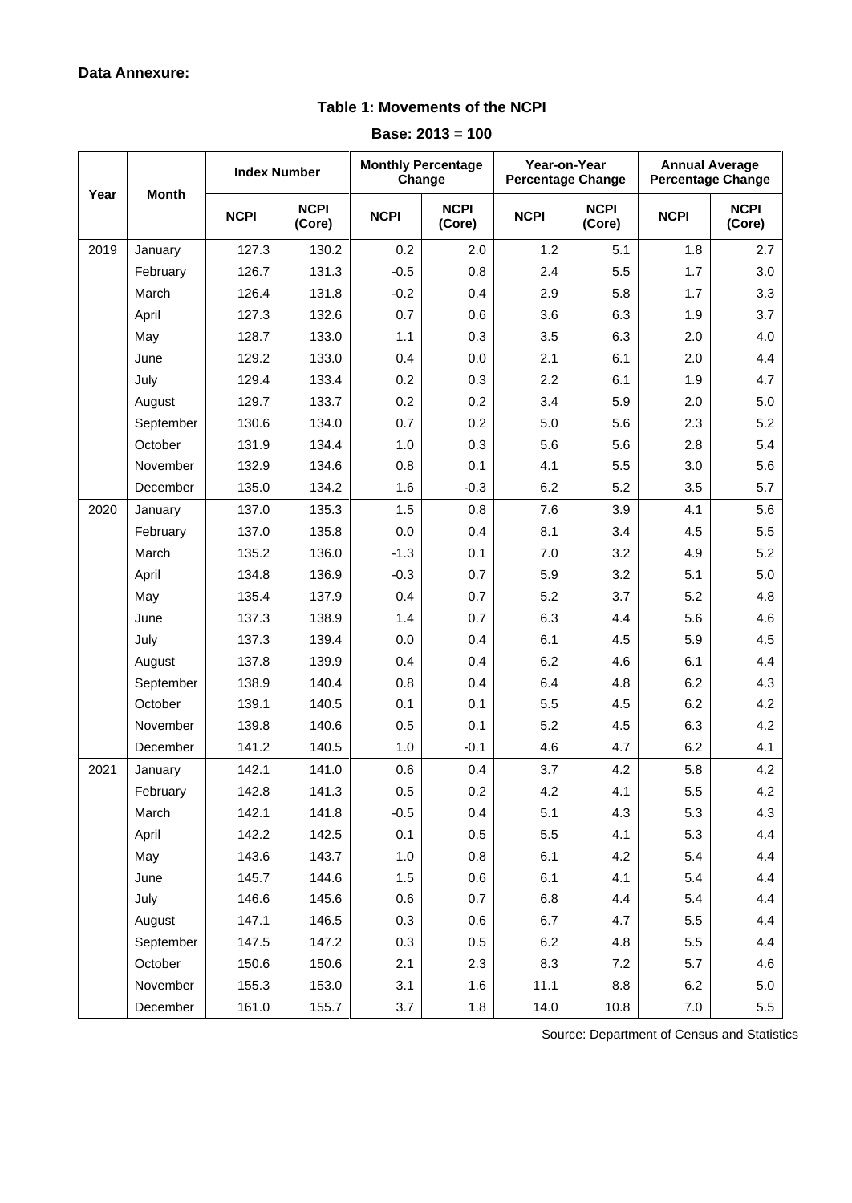**Data Annexure:**

**Table 1: Movements of the NCPI**

**Base: 2013 = 100**

| Year | Month | Index Number | | Monthly Percentage Change | | Year-on-Year Percentage Change | | Annual Average Percentage Change | |
|---|---|---|---|---|---|---|---|---|---|
| | | NCPI | NCPI (Core) | NCPI | NCPI (Core) | NCPI | NCPI (Core) | NCPI | NCPI (Core) |
| 2019 | January | 127.3 | 130.2 | 0.2 | 2.0 | 1.2 | 5.1 | 1.8 | 2.7 |
| | February | 126.7 | 131.3 | -0.5 | 0.8 | 2.4 | 5.5 | 1.7 | 3.0 |
| | March | 126.4 | 131.8 | -0.2 | 0.4 | 2.9 | 5.8 | 1.7 | 3.3 |
| | April | 127.3 | 132.6 | 0.7 | 0.6 | 3.6 | 6.3 | 1.9 | 3.7 |
| | May | 128.7 | 133.0 | 1.1 | 0.3 | 3.5 | 6.3 | 2.0 | 4.0 |
| | June | 129.2 | 133.0 | 0.4 | 0.0 | 2.1 | 6.1 | 2.0 | 4.4 |
| | July | 129.4 | 133.4 | 0.2 | 0.3 | 2.2 | 6.1 | 1.9 | 4.7 |
| | August | 129.7 | 133.7 | 0.2 | 0.2 | 3.4 | 5.9 | 2.0 | 5.0 |
| | September | 130.6 | 134.0 | 0.7 | 0.2 | 5.0 | 5.6 | 2.3 | 5.2 |
| | October | 131.9 | 134.4 | 1.0 | 0.3 | 5.6 | 5.6 | 2.8 | 5.4 |
| | November | 132.9 | 134.6 | 0.8 | 0.1 | 4.1 | 5.5 | 3.0 | 5.6 |
| | December | 135.0 | 134.2 | 1.6 | -0.3 | 6.2 | 5.2 | 3.5 | 5.7 |
| 2020 | January | 137.0 | 135.3 | 1.5 | 0.8 | 7.6 | 3.9 | 4.1 | 5.6 |
| | February | 137.0 | 135.8 | 0.0 | 0.4 | 8.1 | 3.4 | 4.5 | 5.5 |
| | March | 135.2 | 136.0 | -1.3 | 0.1 | 7.0 | 3.2 | 4.9 | 5.2 |
| | April | 134.8 | 136.9 | -0.3 | 0.7 | 5.9 | 3.2 | 5.1 | 5.0 |
| | May | 135.4 | 137.9 | 0.4 | 0.7 | 5.2 | 3.7 | 5.2 | 4.8 |
| | June | 137.3 | 138.9 | 1.4 | 0.7 | 6.3 | 4.4 | 5.6 | 4.6 |
| | July | 137.3 | 139.4 | 0.0 | 0.4 | 6.1 | 4.5 | 5.9 | 4.5 |
| | August | 137.8 | 139.9 | 0.4 | 0.4 | 6.2 | 4.6 | 6.1 | 4.4 |
| | September | 138.9 | 140.4 | 0.8 | 0.4 | 6.4 | 4.8 | 6.2 | 4.3 |
| | October | 139.1 | 140.5 | 0.1 | 0.1 | 5.5 | 4.5 | 6.2 | 4.2 |
| | November | 139.8 | 140.6 | 0.5 | 0.1 | 5.2 | 4.5 | 6.3 | 4.2 |
| | December | 141.2 | 140.5 | 1.0 | -0.1 | 4.6 | 4.7 | 6.2 | 4.1 |
| 2021 | January | 142.1 | 141.0 | 0.6 | 0.4 | 3.7 | 4.2 | 5.8 | 4.2 |
| | February | 142.8 | 141.3 | 0.5 | 0.2 | 4.2 | 4.1 | 5.5 | 4.2 |
| | March | 142.1 | 141.8 | -0.5 | 0.4 | 5.1 | 4.3 | 5.3 | 4.3 |
| | April | 142.2 | 142.5 | 0.1 | 0.5 | 5.5 | 4.1 | 5.3 | 4.4 |
| | May | 143.6 | 143.7 | 1.0 | 0.8 | 6.1 | 4.2 | 5.4 | 4.4 |
| | June | 145.7 | 144.6 | 1.5 | 0.6 | 6.1 | 4.1 | 5.4 | 4.4 |
| | July | 146.6 | 145.6 | 0.6 | 0.7 | 6.8 | 4.4 | 5.4 | 4.4 |
| | August | 147.1 | 146.5 | 0.3 | 0.6 | 6.7 | 4.7 | 5.5 | 4.4 |
| | September | 147.5 | 147.2 | 0.3 | 0.5 | 6.2 | 4.8 | 5.5 | 4.4 |
| | October | 150.6 | 150.6 | 2.1 | 2.3 | 8.3 | 7.2 | 5.7 | 4.6 |
| | November | 155.3 | 153.0 | 3.1 | 1.6 | 11.1 | 8.8 | 6.2 | 5.0 |
| | December | 161.0 | 155.7 | 3.7 | 1.8 | 14.0 | 10.8 | 7.0 | 5.5 |

Source: Department of Census and Statistics